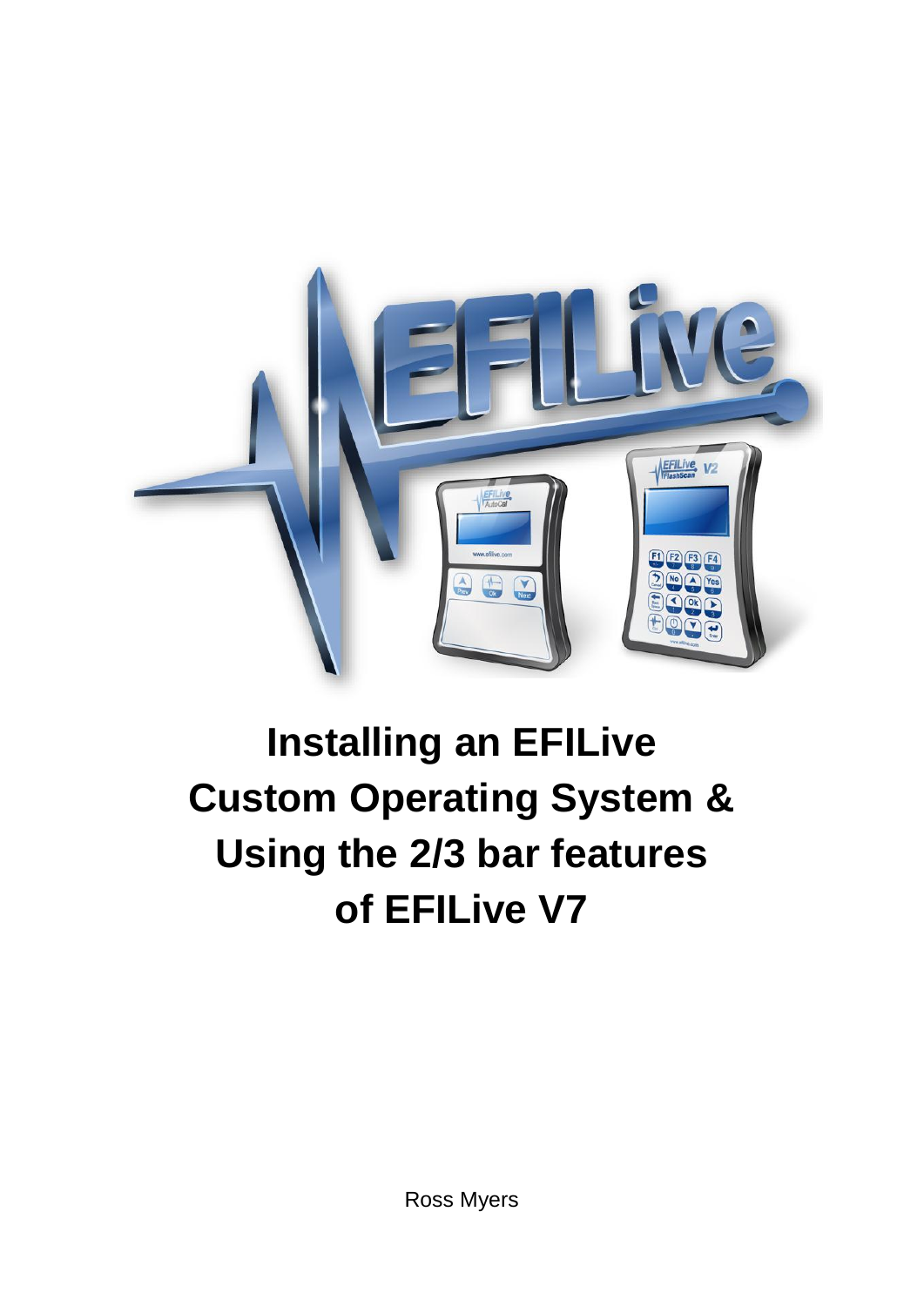# Installing an EFILive Custom Operating System & Using the 2/3 bar features of EFILive V7

Ross Myers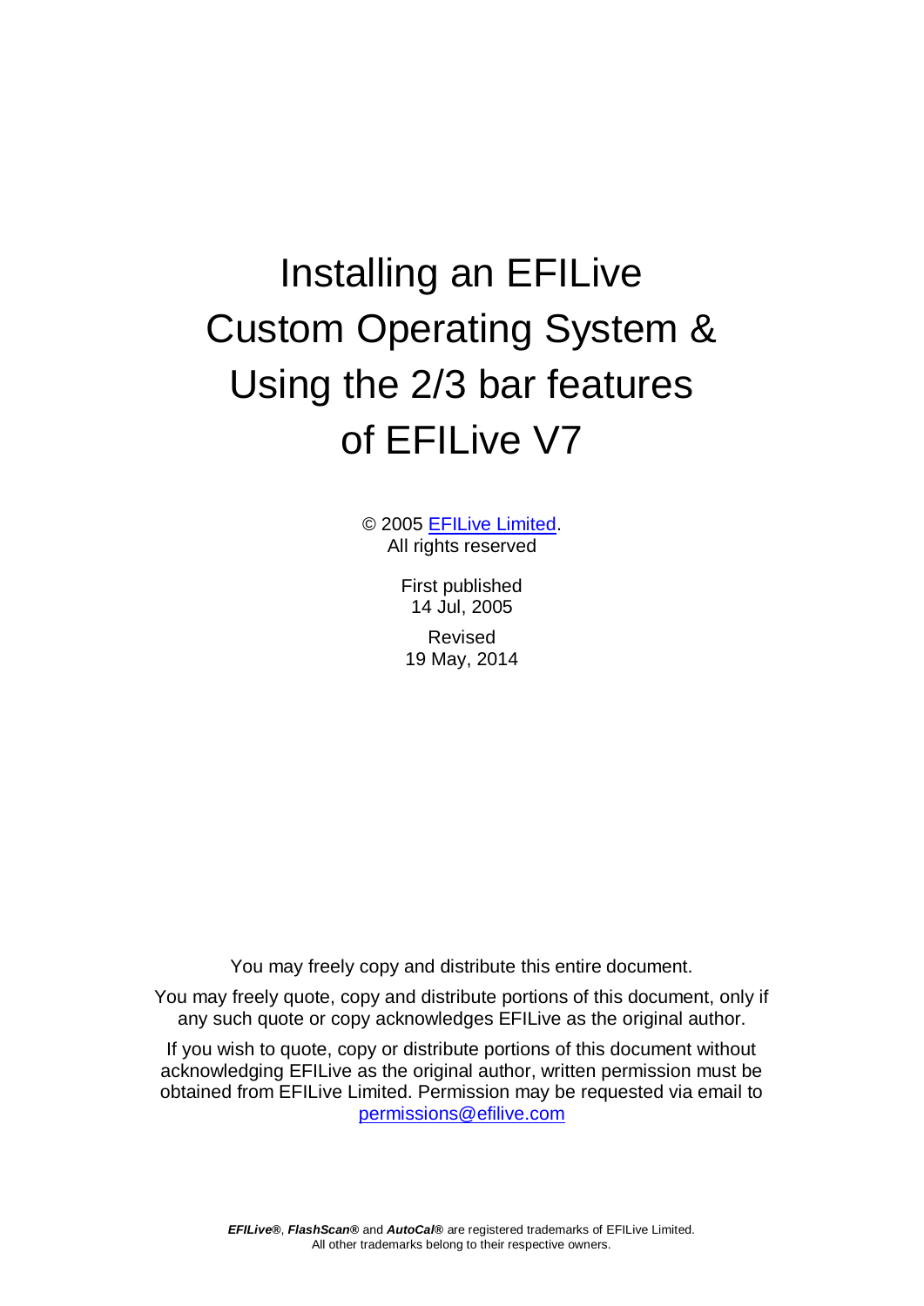# Installing an EFILive Custom Operating System & Using the 2/3 bar features of EFILive V7

© 2005 [EFILive Limited](EFILive Limited).
All rights reserved

First published
14 Jul, 2005

Revised
19 May, 2014

You may freely copy and distribute this entire document.

You may freely quote, copy and distribute portions of this document, only if any such quote or copy acknowledges EFILive as the original author.

If you wish to quote, copy or distribute portions of this document without acknowledging EFILive as the original author, written permission must be obtained from EFILive Limited. Permission may be requested via email to [permissions@efilive.com](mailto:permissions@efilive.com)

***EFILive®***, ***FlashScan®*** and ***AutoCal®*** are registered trademarks of EFILive Limited.
All other trademarks belong to their respective owners.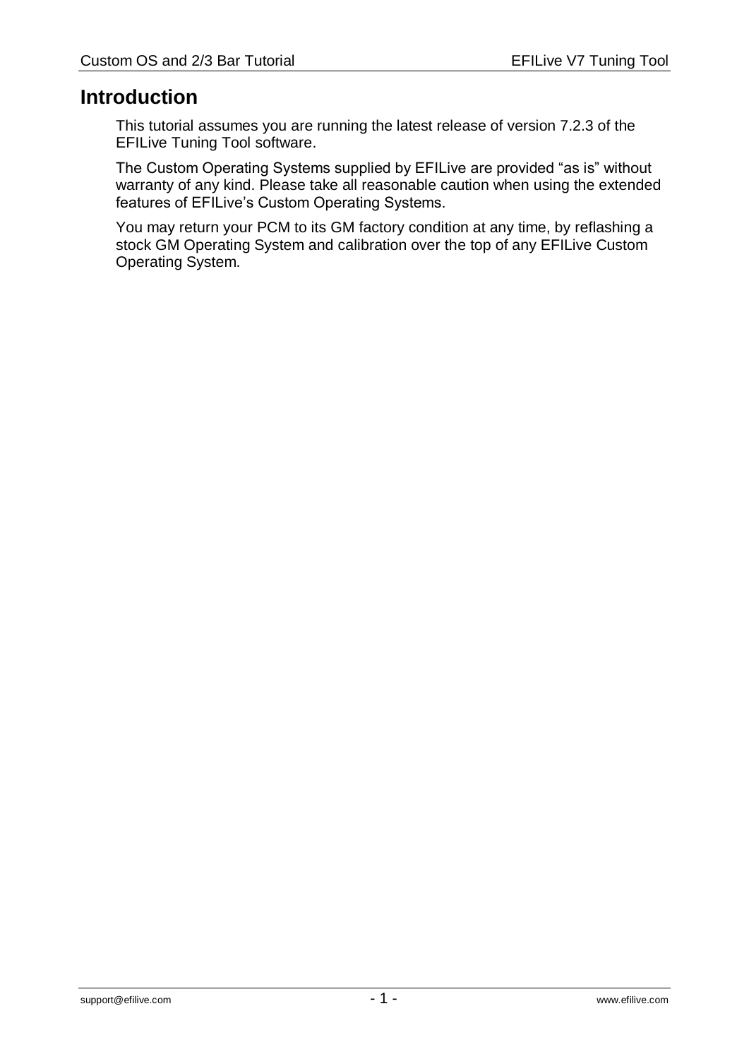# Introduction

This tutorial assumes you are running the latest release of version 7.2.3 of the EFILive Tuning Tool software.

The Custom Operating Systems supplied by EFILive are provided “as is” without warranty of any kind. Please take all reasonable caution when using the extended features of EFILive’s Custom Operating Systems.

You may return your PCM to its GM factory condition at any time, by reflashing a stock GM Operating System and calibration over the top of any EFILive Custom Operating System.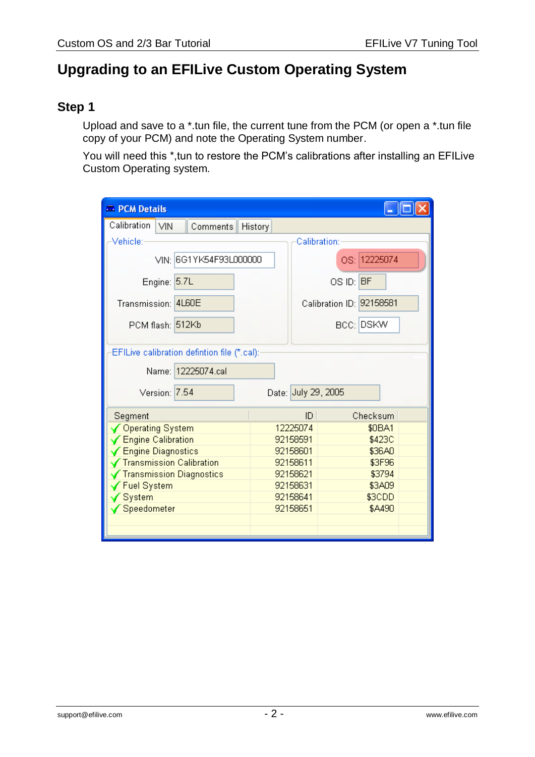# Upgrading to an EFILive Custom Operating System

## Step 1

Upload and save to a *.tun file, the current tune from the PCM (or open a *.tun file copy of your PCM) and note the Operating System number.

You will need this *,tun to restore the PCM's calibrations after installing an EFILive Custom Operating system.

**PCM Details**

Calibration | VIN | Comments | History

Vehicle:

- VIN: 6G1YK54F93L000000
- Engine: 5.7L
- Transmission: 4L60E
- PCM flash: 512Kb

Calibration:

- OS: 12225074
- OS ID: BF
- Calibration ID: 92158581
- BCC: DSKW

EFILive calibration defintion file (*.cal):

- Name: 12225074.cal
- Version: 7.54
- Date: July 29, 2005

| Segment | ID | Checksum |
|---|---|---|
| Operating System | 12225074 | $0BA1 |
| Engine Calibration | 92158591 | $423C |
| Engine Diagnostics | 92158601 | $36A0 |
| Transmission Calibration | 92158611 | $3F96 |
| Transmission Diagnostics | 92158621 | $3794 |
| Fuel System | 92158631 | $3A09 |
| System | 92158641 | $3CDD |
| Speedometer | 92158651 | $A490 |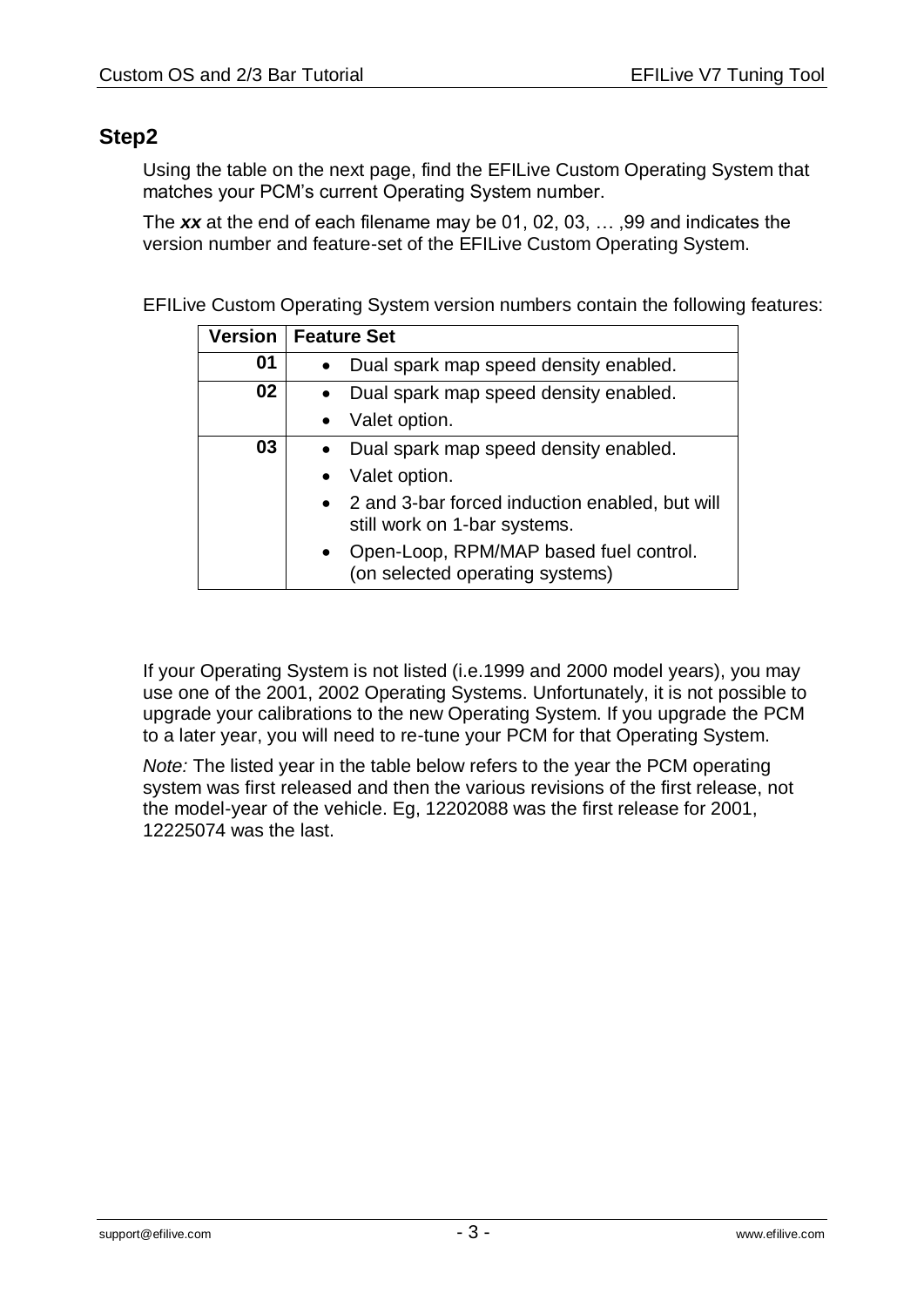## Step2

Using the table on the next page, find the EFILive Custom Operating System that matches your PCM's current Operating System number.

The ***xx*** at the end of each filename may be 01, 02, 03, … ,99 and indicates the version number and feature-set of the EFILive Custom Operating System.

EFILive Custom Operating System version numbers contain the following features:

| Version | Feature Set |
|---|---|
| 01 | • Dual spark map speed density enabled. |
| 02 | • Dual spark map speed density enabled.<br>• Valet option. |
| 03 | • Dual spark map speed density enabled.<br>• Valet option.<br>• 2 and 3-bar forced induction enabled, but will still work on 1-bar systems.<br>• Open-Loop, RPM/MAP based fuel control. (on selected operating systems) |

If your Operating System is not listed (i.e.1999 and 2000 model years), you may use one of the 2001, 2002 Operating Systems. Unfortunately, it is not possible to upgrade your calibrations to the new Operating System. If you upgrade the PCM to a later year, you will need to re-tune your PCM for that Operating System.

*Note:* The listed year in the table below refers to the year the PCM operating system was first released and then the various revisions of the first release, not the model-year of the vehicle. Eg, 12202088 was the first release for 2001, 12225074 was the last.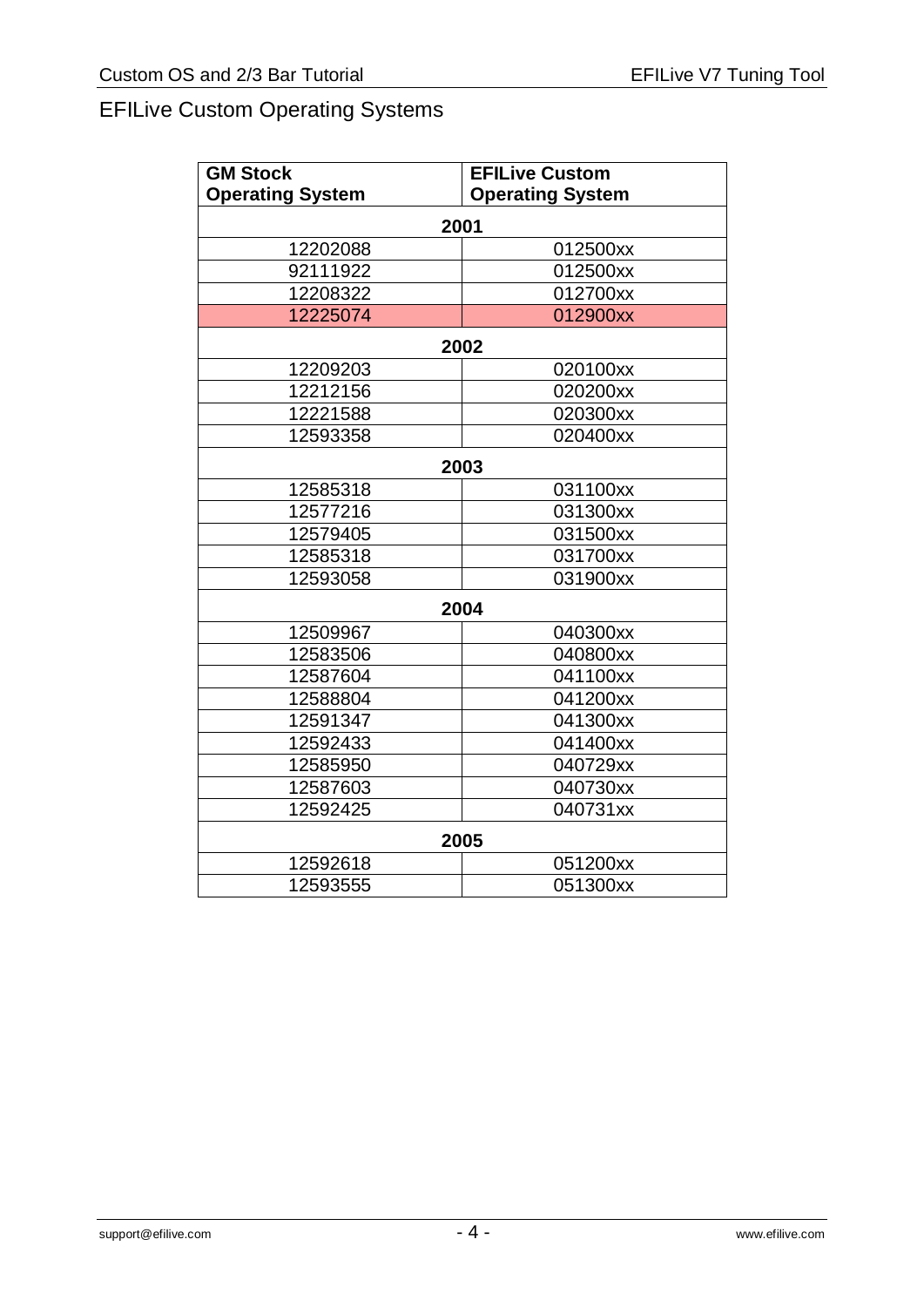## EFILive Custom Operating Systems

| GM Stock Operating System | EFILive Custom Operating System |
|---|---|
| **2001** | |
| 12202088 | 012500xx |
| 92111922 | 012500xx |
| 12208322 | 012700xx |
| 12225074 | 012900xx |
| **2002** | |
| 12209203 | 020100xx |
| 12212156 | 020200xx |
| 12221588 | 020300xx |
| 12593358 | 020400xx |
| **2003** | |
| 12585318 | 031100xx |
| 12577216 | 031300xx |
| 12579405 | 031500xx |
| 12585318 | 031700xx |
| 12593058 | 031900xx |
| **2004** | |
| 12509967 | 040300xx |
| 12583506 | 040800xx |
| 12587604 | 041100xx |
| 12588804 | 041200xx |
| 12591347 | 041300xx |
| 12592433 | 041400xx |
| 12585950 | 040729xx |
| 12587603 | 040730xx |
| 12592425 | 040731xx |
| **2005** | |
| 12592618 | 051200xx |
| 12593555 | 051300xx |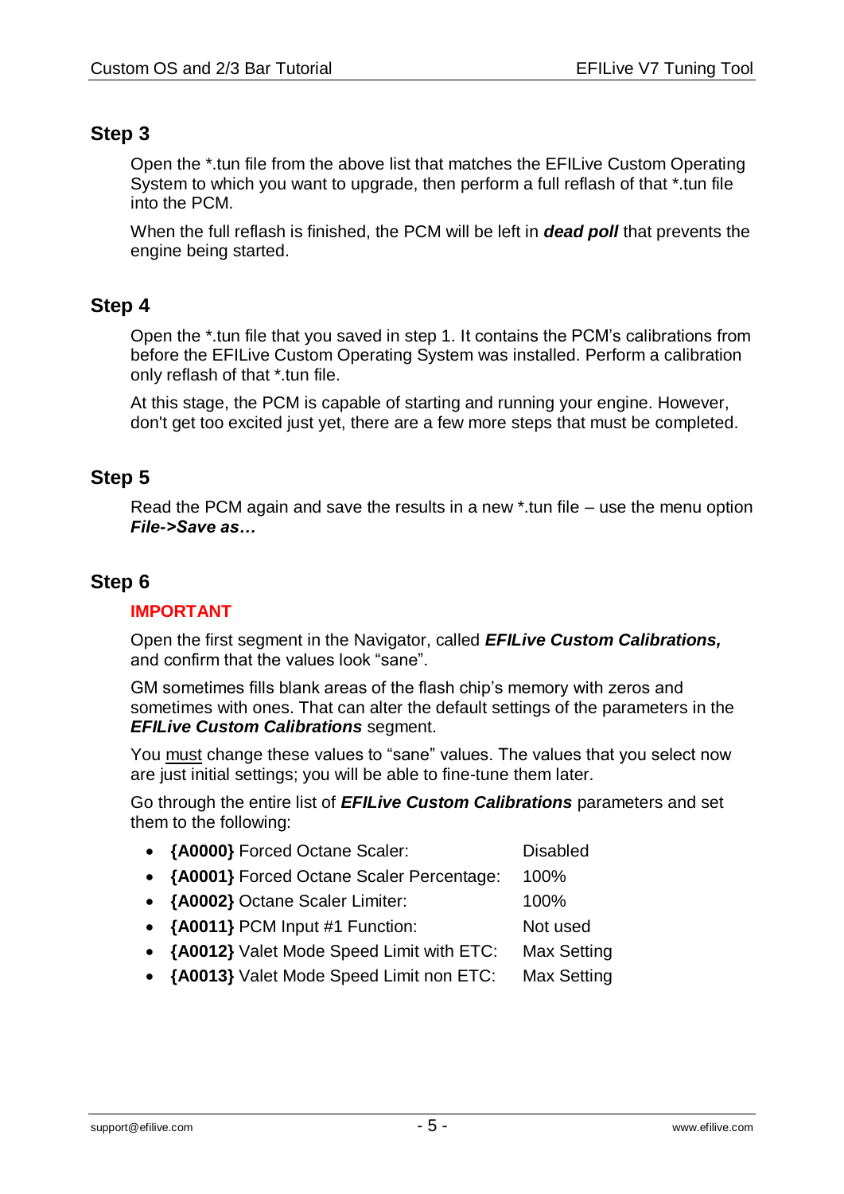## Step 3

Open the *.tun file from the above list that matches the EFILive Custom Operating System to which you want to upgrade, then perform a full reflash of that *.tun file into the PCM.

When the full reflash is finished, the PCM will be left in ***dead poll*** that prevents the engine being started.

## Step 4

Open the *.tun file that you saved in step 1. It contains the PCM's calibrations from before the EFILive Custom Operating System was installed. Perform a calibration only reflash of that *.tun file.

At this stage, the PCM is capable of starting and running your engine. However, don't get too excited just yet, there are a few more steps that must be completed.

## Step 5

Read the PCM again and save the results in a new *.tun file – use the menu option ***File->Save as…***

## Step 6

**IMPORTANT**

Open the first segment in the Navigator, called ***EFILive Custom Calibrations,*** and confirm that the values look "sane".

GM sometimes fills blank areas of the flash chip's memory with zeros and sometimes with ones. That can alter the default settings of the parameters in the ***EFILive Custom Calibrations*** segment.

You <u>must</u> change these values to "sane" values. The values that you select now are just initial settings; you will be able to fine-tune them later.

Go through the entire list of ***EFILive Custom Calibrations*** parameters and set them to the following:

- **{A0000}** Forced Octane Scaler: Disabled
- **{A0001}** Forced Octane Scaler Percentage: 100%
- **{A0002}** Octane Scaler Limiter: 100%
- **{A0011}** PCM Input #1 Function: Not used
- **{A0012}** Valet Mode Speed Limit with ETC: Max Setting
- **{A0013}** Valet Mode Speed Limit non ETC: Max Setting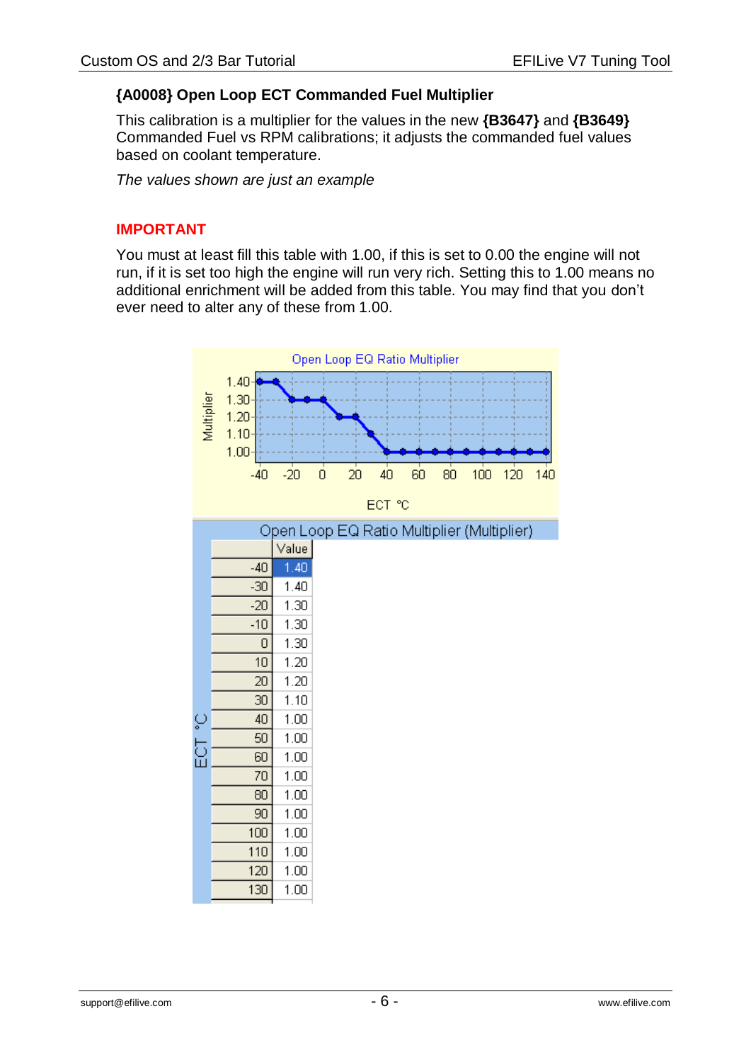### {A0008} Open Loop ECT Commanded Fuel Multiplier

This calibration is a multiplier for the values in the new **{B3647}** and **{B3649}** Commanded Fuel vs RPM calibrations; it adjusts the commanded fuel values based on coolant temperature.

*The values shown are just an example*

**IMPORTANT**

You must at least fill this table with 1.00, if this is set to 0.00 the engine will not run, if it is set too high the engine will run very rich. Setting this to 1.00 means no additional enrichment will be added from this table. You may find that you don't ever need to alter any of these from 1.00.

Open Loop EQ Ratio Multiplier (Multiplier)

| ECT °C | Value |
|---|---|
| -40 | 1.40 |
| -30 | 1.40 |
| -20 | 1.30 |
| -10 | 1.30 |
| 0 | 1.30 |
| 10 | 1.20 |
| 20 | 1.20 |
| 30 | 1.10 |
| 40 | 1.00 |
| 50 | 1.00 |
| 60 | 1.00 |
| 70 | 1.00 |
| 80 | 1.00 |
| 90 | 1.00 |
| 100 | 1.00 |
| 110 | 1.00 |
| 120 | 1.00 |
| 130 | 1.00 |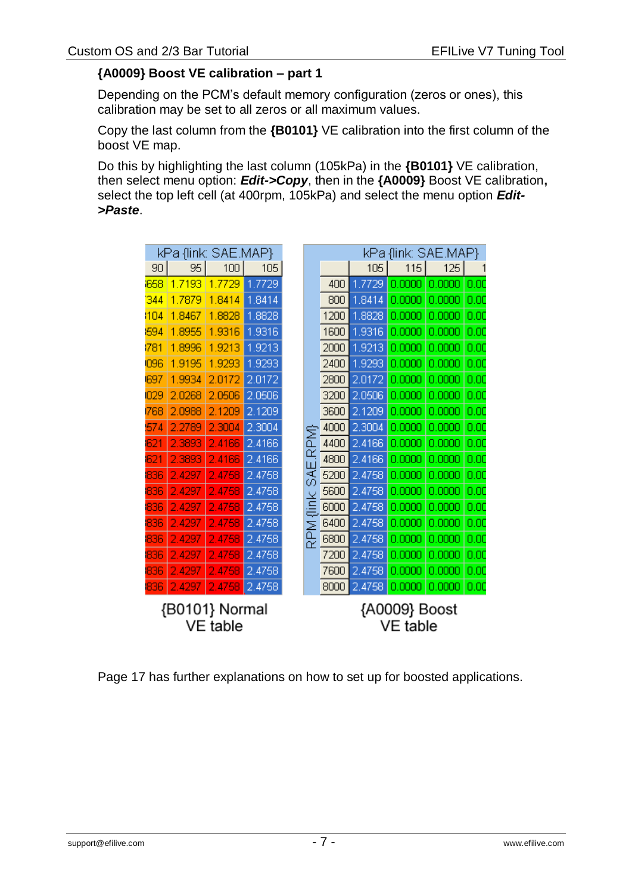### {A0009} Boost VE calibration – part 1

Depending on the PCM's default memory configuration (zeros or ones), this calibration may be set to all zeros or all maximum values.

Copy the last column from the **{B0101}** VE calibration into the first column of the boost VE map.

Do this by highlighting the last column (105kPa) in the **{B0101}** VE calibration, then select menu option: ***Edit->Copy***, then in the **{A0009}** Boost VE calibration**,** select the top left cell (at 400rpm, 105kPa) and select the menu option ***Edit->Paste***.

| kPa {link: SAE.MAP} | | | |
|---|---|---|---|
| 90 | 95 | 100 | 105 |
| 658 | 1.7193 | 1.7729 | 1.7729 |
| 344 | 1.7879 | 1.8414 | 1.8414 |
| 104 | 1.8467 | 1.8828 | 1.8828 |
| 594 | 1.8955 | 1.9316 | 1.9316 |
| 781 | 1.8996 | 1.9213 | 1.9213 |
| 096 | 1.9195 | 1.9293 | 1.9293 |
| 697 | 1.9934 | 2.0172 | 2.0172 |
| 029 | 2.0268 | 2.0506 | 2.0506 |
| 768 | 2.0988 | 2.1209 | 2.1209 |
| 574 | 2.2789 | 2.3004 | 2.3004 |
| 621 | 2.3893 | 2.4166 | 2.4166 |
| 621 | 2.3893 | 2.4166 | 2.4166 |
| 836 | 2.4297 | 2.4758 | 2.4758 |
| 836 | 2.4297 | 2.4758 | 2.4758 |
| 836 | 2.4297 | 2.4758 | 2.4758 |
| 836 | 2.4297 | 2.4758 | 2.4758 |
| 836 | 2.4297 | 2.4758 | 2.4758 |
| 836 | 2.4297 | 2.4758 | 2.4758 |
| 836 | 2.4297 | 2.4758 | 2.4758 |
| 836 | 2.4297 | 2.4758 | 2.4758 |

{B0101} Normal VE table

| RPM {link: SAE.RPM} | kPa {link: SAE.MAP} | | | |
|---|---|---|---|---|
| | 105 | 115 | 125 | 1 |
| 400 | 1.7729 | 0.0000 | 0.0000 | 0.00 |
| 800 | 1.8414 | 0.0000 | 0.0000 | 0.00 |
| 1200 | 1.8828 | 0.0000 | 0.0000 | 0.00 |
| 1600 | 1.9316 | 0.0000 | 0.0000 | 0.00 |
| 2000 | 1.9213 | 0.0000 | 0.0000 | 0.00 |
| 2400 | 1.9293 | 0.0000 | 0.0000 | 0.00 |
| 2800 | 2.0172 | 0.0000 | 0.0000 | 0.00 |
| 3200 | 2.0506 | 0.0000 | 0.0000 | 0.00 |
| 3600 | 2.1209 | 0.0000 | 0.0000 | 0.00 |
| 4000 | 2.3004 | 0.0000 | 0.0000 | 0.00 |
| 4400 | 2.4166 | 0.0000 | 0.0000 | 0.00 |
| 4800 | 2.4166 | 0.0000 | 0.0000 | 0.00 |
| 5200 | 2.4758 | 0.0000 | 0.0000 | 0.00 |
| 5600 | 2.4758 | 0.0000 | 0.0000 | 0.00 |
| 6000 | 2.4758 | 0.0000 | 0.0000 | 0.00 |
| 6400 | 2.4758 | 0.0000 | 0.0000 | 0.00 |
| 6800 | 2.4758 | 0.0000 | 0.0000 | 0.00 |
| 7200 | 2.4758 | 0.0000 | 0.0000 | 0.00 |
| 7600 | 2.4758 | 0.0000 | 0.0000 | 0.00 |
| 8000 | 2.4758 | 0.0000 | 0.0000 | 0.00 |

{A0009} Boost VE table

Page 17 has further explanations on how to set up for boosted applications.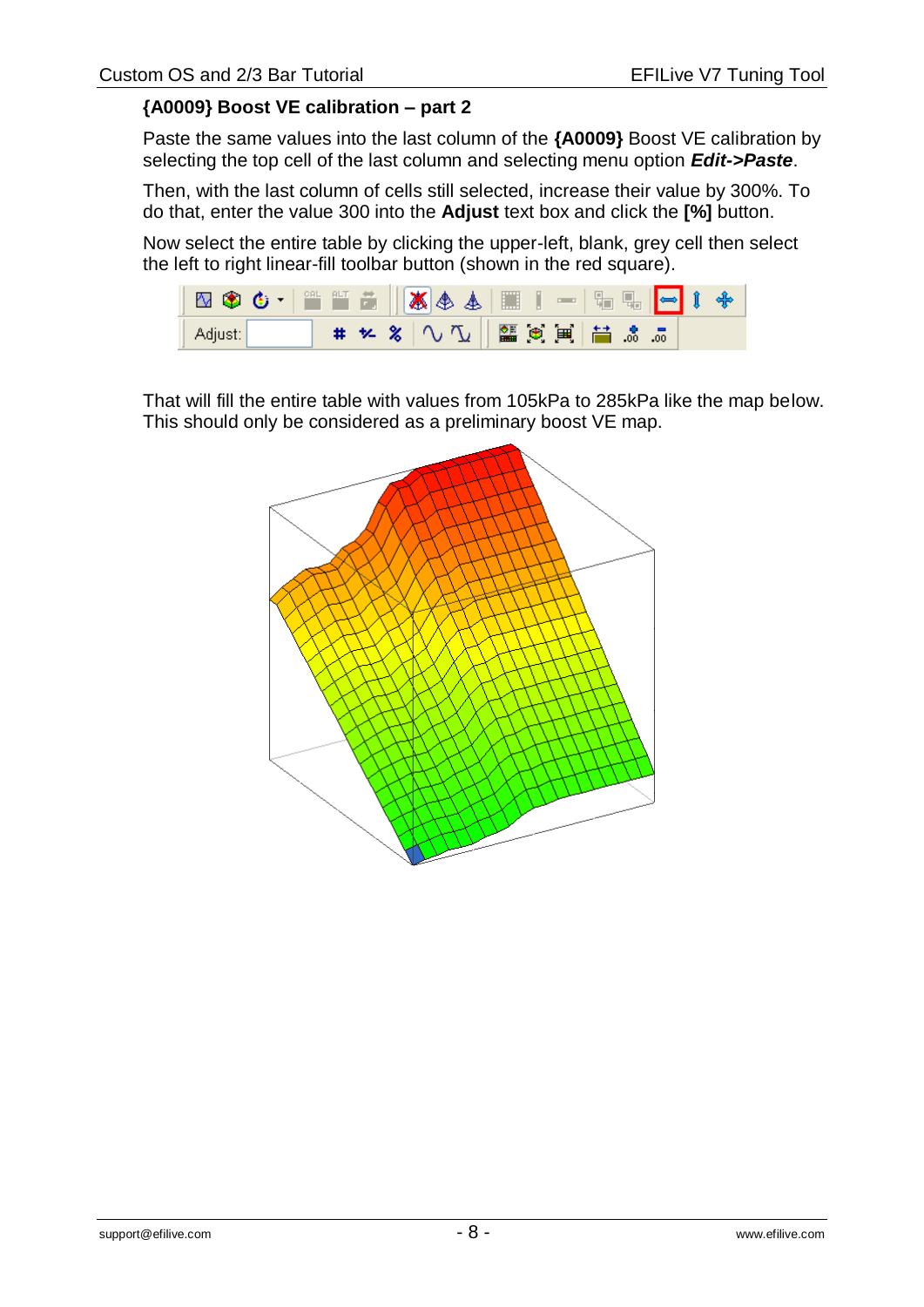### {A0009} Boost VE calibration – part 2

Paste the same values into the last column of the **{A0009}** Boost VE calibration by selecting the top cell of the last column and selecting menu option ***Edit->Paste***.

Then, with the last column of cells still selected, increase their value by 300%. To do that, enter the value 300 into the **Adjust** text box and click the **[%]** button.

Now select the entire table by clicking the upper-left, blank, grey cell then select the left to right linear-fill toolbar button (shown in the red square).

That will fill the entire table with values from 105kPa to 285kPa like the map below. This should only be considered as a preliminary boost VE map.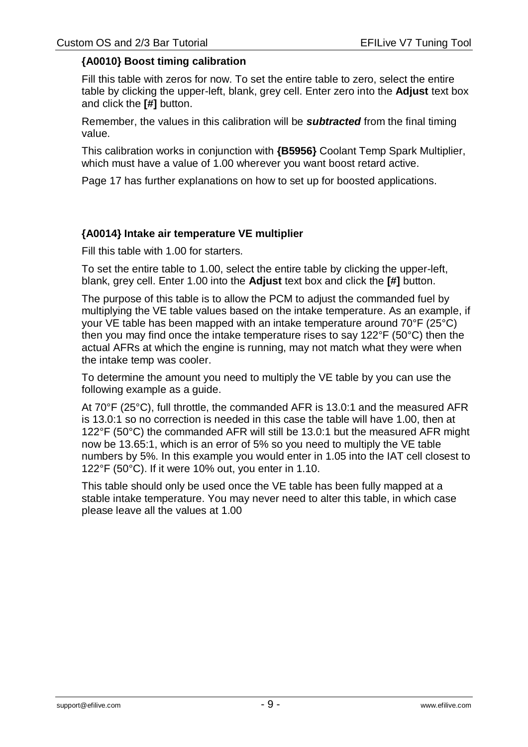### {A0010} Boost timing calibration

Fill this table with zeros for now. To set the entire table to zero, select the entire table by clicking the upper-left, blank, grey cell. Enter zero into the **Adjust** text box and click the **[#]** button.

Remember, the values in this calibration will be ***subtracted*** from the final timing value.

This calibration works in conjunction with **{B5956}** Coolant Temp Spark Multiplier, which must have a value of 1.00 wherever you want boost retard active.

Page 17 has further explanations on how to set up for boosted applications.

### {A0014} Intake air temperature VE multiplier

Fill this table with 1.00 for starters.

To set the entire table to 1.00, select the entire table by clicking the upper-left, blank, grey cell. Enter 1.00 into the **Adjust** text box and click the **[#]** button.

The purpose of this table is to allow the PCM to adjust the commanded fuel by multiplying the VE table values based on the intake temperature. As an example, if your VE table has been mapped with an intake temperature around 70°F (25°C) then you may find once the intake temperature rises to say 122°F (50°C) then the actual AFRs at which the engine is running, may not match what they were when the intake temp was cooler.

To determine the amount you need to multiply the VE table by you can use the following example as a guide.

At 70°F (25°C), full throttle, the commanded AFR is 13.0:1 and the measured AFR is 13.0:1 so no correction is needed in this case the table will have 1.00, then at 122°F (50°C) the commanded AFR will still be 13.0:1 but the measured AFR might now be 13.65:1, which is an error of 5% so you need to multiply the VE table numbers by 5%. In this example you would enter in 1.05 into the IAT cell closest to 122°F (50°C). If it were 10% out, you enter in 1.10.

This table should only be used once the VE table has been fully mapped at a stable intake temperature. You may never need to alter this table, in which case please leave all the values at 1.00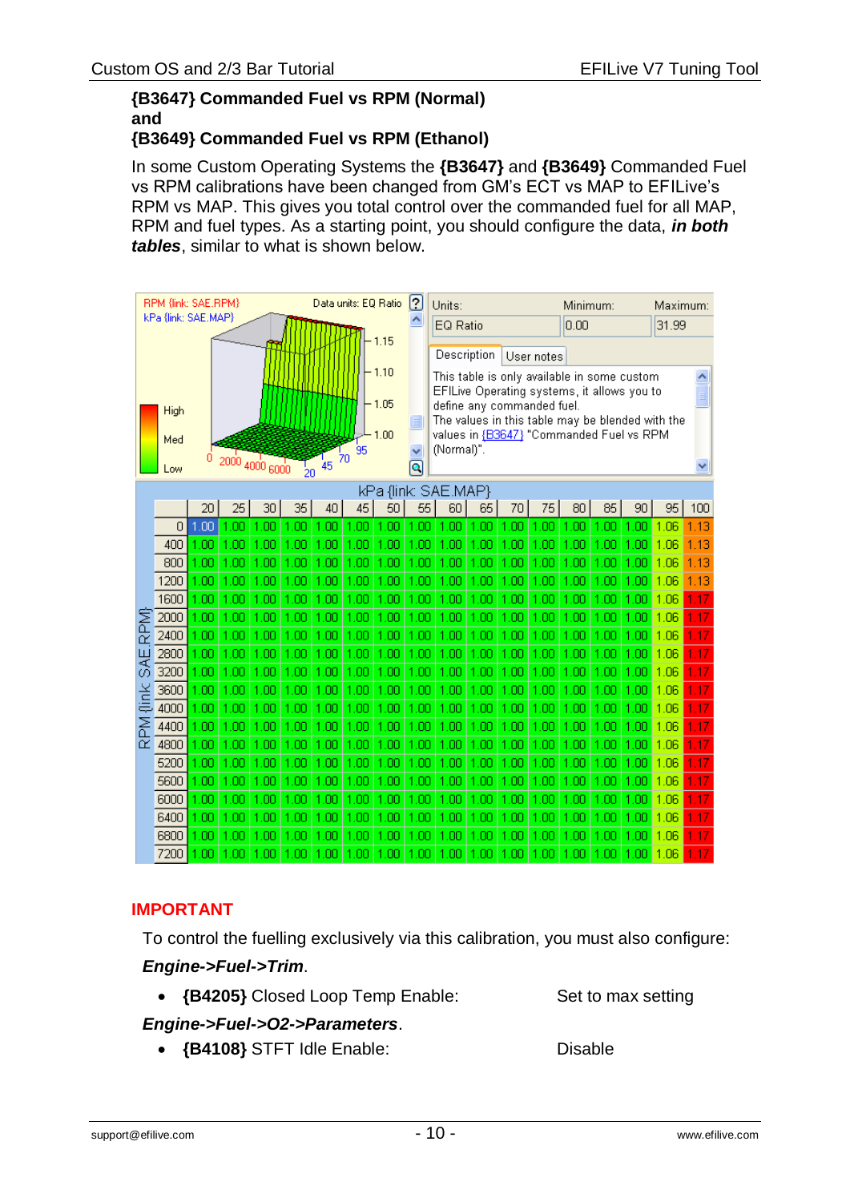### {B3647} Commanded Fuel vs RPM (Normal) and {B3649} Commanded Fuel vs RPM (Ethanol)

In some Custom Operating Systems the **{B3647}** and **{B3649}** Commanded Fuel vs RPM calibrations have been changed from GM's ECT vs MAP to EFILive's RPM vs MAP. This gives you total control over the commanded fuel for all MAP, RPM and fuel types. As a starting point, you should configure the data, ***in both tables***, similar to what is shown below.

RPM {link: SAE.RPM}
kPa {link: SAE.MAP}
Data units: EQ Ratio

| Units: | Minimum: | Maximum: |
|---|---|---|
| EQ Ratio | 0.00 | 31.99 |

Description | User notes

This table is only available in some custom EFILive Operating systems, it allows you to define any commanded fuel.
The values in this table may be blended with the values in {B3647} "Commanded Fuel vs RPM (Normal)".

kPa {link: SAE.MAP}

| RPM {link: SAE.RPM} | 20 | 25 | 30 | 35 | 40 | 45 | 50 | 55 | 60 | 65 | 70 | 75 | 80 | 85 | 90 | 95 | 100 |
|---|---|---|---|---|---|---|---|---|---|---|---|---|---|---|---|---|---|
| 0 | 1.00 | 1.00 | 1.00 | 1.00 | 1.00 | 1.00 | 1.00 | 1.00 | 1.00 | 1.00 | 1.00 | 1.00 | 1.00 | 1.00 | 1.00 | 1.06 | 1.13 |
| 400 | 1.00 | 1.00 | 1.00 | 1.00 | 1.00 | 1.00 | 1.00 | 1.00 | 1.00 | 1.00 | 1.00 | 1.00 | 1.00 | 1.00 | 1.00 | 1.06 | 1.13 |
| 800 | 1.00 | 1.00 | 1.00 | 1.00 | 1.00 | 1.00 | 1.00 | 1.00 | 1.00 | 1.00 | 1.00 | 1.00 | 1.00 | 1.00 | 1.00 | 1.06 | 1.13 |
| 1200 | 1.00 | 1.00 | 1.00 | 1.00 | 1.00 | 1.00 | 1.00 | 1.00 | 1.00 | 1.00 | 1.00 | 1.00 | 1.00 | 1.00 | 1.00 | 1.06 | 1.13 |
| 1600 | 1.00 | 1.00 | 1.00 | 1.00 | 1.00 | 1.00 | 1.00 | 1.00 | 1.00 | 1.00 | 1.00 | 1.00 | 1.00 | 1.00 | 1.00 | 1.06 | 1.17 |
| 2000 | 1.00 | 1.00 | 1.00 | 1.00 | 1.00 | 1.00 | 1.00 | 1.00 | 1.00 | 1.00 | 1.00 | 1.00 | 1.00 | 1.00 | 1.00 | 1.06 | 1.17 |
| 2400 | 1.00 | 1.00 | 1.00 | 1.00 | 1.00 | 1.00 | 1.00 | 1.00 | 1.00 | 1.00 | 1.00 | 1.00 | 1.00 | 1.00 | 1.00 | 1.06 | 1.17 |
| 2800 | 1.00 | 1.00 | 1.00 | 1.00 | 1.00 | 1.00 | 1.00 | 1.00 | 1.00 | 1.00 | 1.00 | 1.00 | 1.00 | 1.00 | 1.00 | 1.06 | 1.17 |
| 3200 | 1.00 | 1.00 | 1.00 | 1.00 | 1.00 | 1.00 | 1.00 | 1.00 | 1.00 | 1.00 | 1.00 | 1.00 | 1.00 | 1.00 | 1.00 | 1.06 | 1.17 |
| 3600 | 1.00 | 1.00 | 1.00 | 1.00 | 1.00 | 1.00 | 1.00 | 1.00 | 1.00 | 1.00 | 1.00 | 1.00 | 1.00 | 1.00 | 1.00 | 1.06 | 1.17 |
| 4000 | 1.00 | 1.00 | 1.00 | 1.00 | 1.00 | 1.00 | 1.00 | 1.00 | 1.00 | 1.00 | 1.00 | 1.00 | 1.00 | 1.00 | 1.00 | 1.06 | 1.17 |
| 4400 | 1.00 | 1.00 | 1.00 | 1.00 | 1.00 | 1.00 | 1.00 | 1.00 | 1.00 | 1.00 | 1.00 | 1.00 | 1.00 | 1.00 | 1.00 | 1.06 | 1.17 |
| 4800 | 1.00 | 1.00 | 1.00 | 1.00 | 1.00 | 1.00 | 1.00 | 1.00 | 1.00 | 1.00 | 1.00 | 1.00 | 1.00 | 1.00 | 1.00 | 1.06 | 1.17 |
| 5200 | 1.00 | 1.00 | 1.00 | 1.00 | 1.00 | 1.00 | 1.00 | 1.00 | 1.00 | 1.00 | 1.00 | 1.00 | 1.00 | 1.00 | 1.00 | 1.06 | 1.17 |
| 5600 | 1.00 | 1.00 | 1.00 | 1.00 | 1.00 | 1.00 | 1.00 | 1.00 | 1.00 | 1.00 | 1.00 | 1.00 | 1.00 | 1.00 | 1.00 | 1.06 | 1.17 |
| 6000 | 1.00 | 1.00 | 1.00 | 1.00 | 1.00 | 1.00 | 1.00 | 1.00 | 1.00 | 1.00 | 1.00 | 1.00 | 1.00 | 1.00 | 1.00 | 1.06 | 1.17 |
| 6400 | 1.00 | 1.00 | 1.00 | 1.00 | 1.00 | 1.00 | 1.00 | 1.00 | 1.00 | 1.00 | 1.00 | 1.00 | 1.00 | 1.00 | 1.00 | 1.06 | 1.17 |
| 6800 | 1.00 | 1.00 | 1.00 | 1.00 | 1.00 | 1.00 | 1.00 | 1.00 | 1.00 | 1.00 | 1.00 | 1.00 | 1.00 | 1.00 | 1.00 | 1.06 | 1.17 |
| 7200 | 1.00 | 1.00 | 1.00 | 1.00 | 1.00 | 1.00 | 1.00 | 1.00 | 1.00 | 1.00 | 1.00 | 1.00 | 1.00 | 1.00 | 1.00 | 1.06 | 1.17 |

### IMPORTANT

To control the fuelling exclusively via this calibration, you must also configure:

***Engine->Fuel->Trim***.

- **{B4205}** Closed Loop Temp Enable: Set to max setting

***Engine->Fuel->O2->Parameters***.

- **{B4108}** STFT Idle Enable: Disable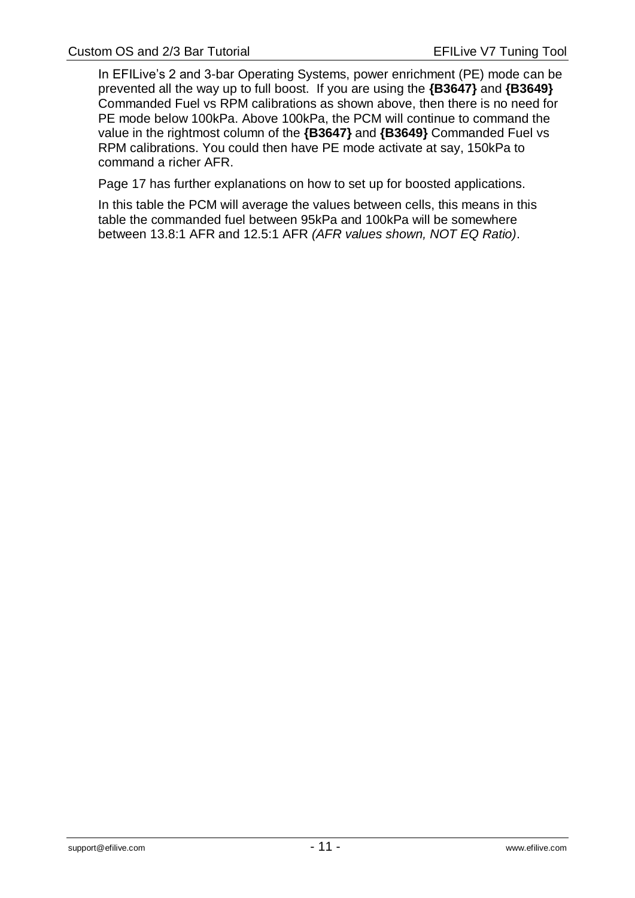In EFILive's 2 and 3-bar Operating Systems, power enrichment (PE) mode can be prevented all the way up to full boost. If you are using the **{B3647}** and **{B3649}** Commanded Fuel vs RPM calibrations as shown above, then there is no need for PE mode below 100kPa. Above 100kPa, the PCM will continue to command the value in the rightmost column of the **{B3647}** and **{B3649}** Commanded Fuel vs RPM calibrations. You could then have PE mode activate at say, 150kPa to command a richer AFR.

Page 17 has further explanations on how to set up for boosted applications.

In this table the PCM will average the values between cells, this means in this table the commanded fuel between 95kPa and 100kPa will be somewhere between 13.8:1 AFR and 12.5:1 AFR *(AFR values shown, NOT EQ Ratio)*.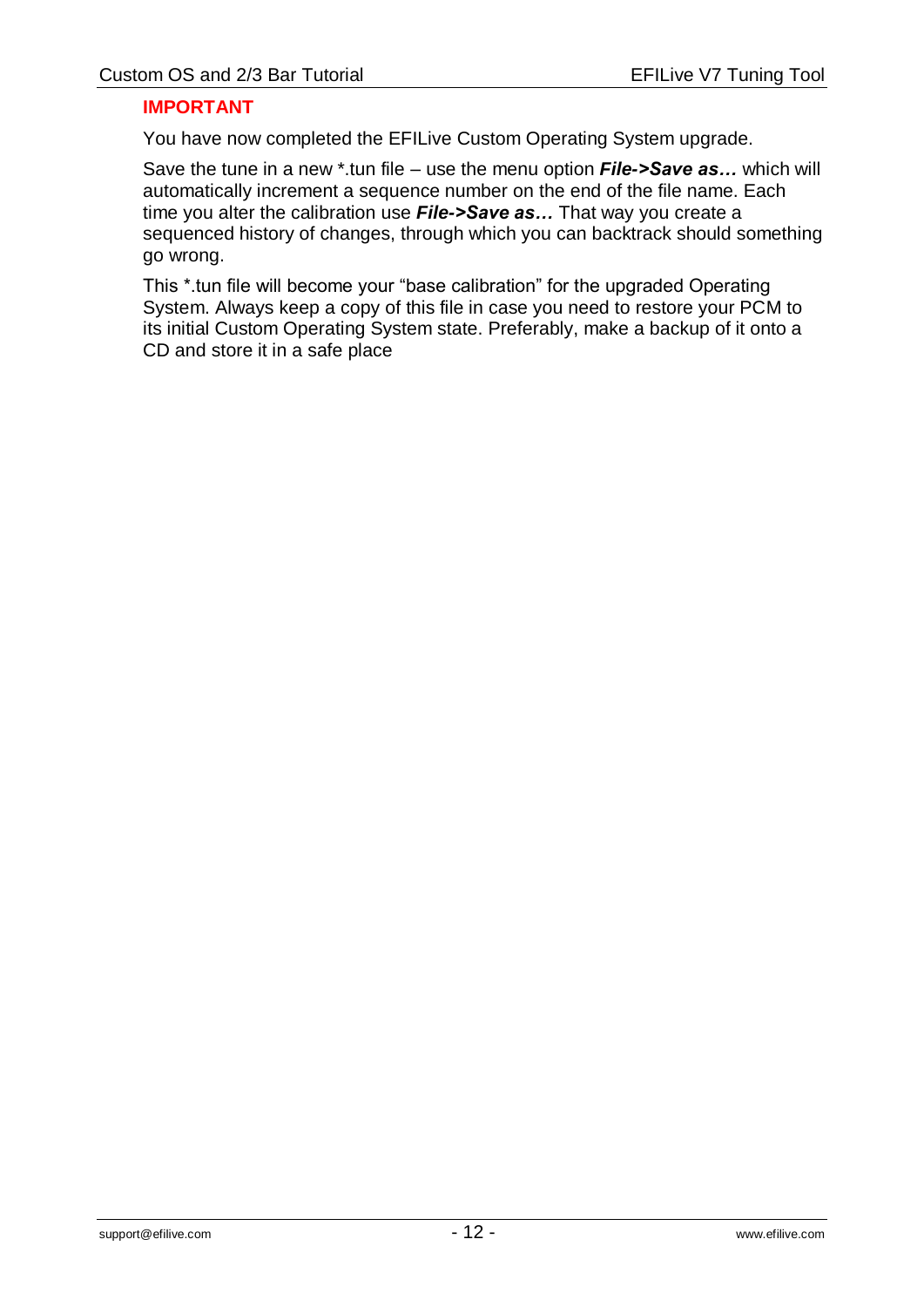**IMPORTANT**

You have now completed the EFILive Custom Operating System upgrade.

Save the tune in a new *.tun file – use the menu option ***File->Save as…*** which will automatically increment a sequence number on the end of the file name. Each time you alter the calibration use ***File->Save as…*** That way you create a sequenced history of changes, through which you can backtrack should something go wrong.

This *.tun file will become your "base calibration" for the upgraded Operating System. Always keep a copy of this file in case you need to restore your PCM to its initial Custom Operating System state. Preferably, make a backup of it onto a CD and store it in a safe place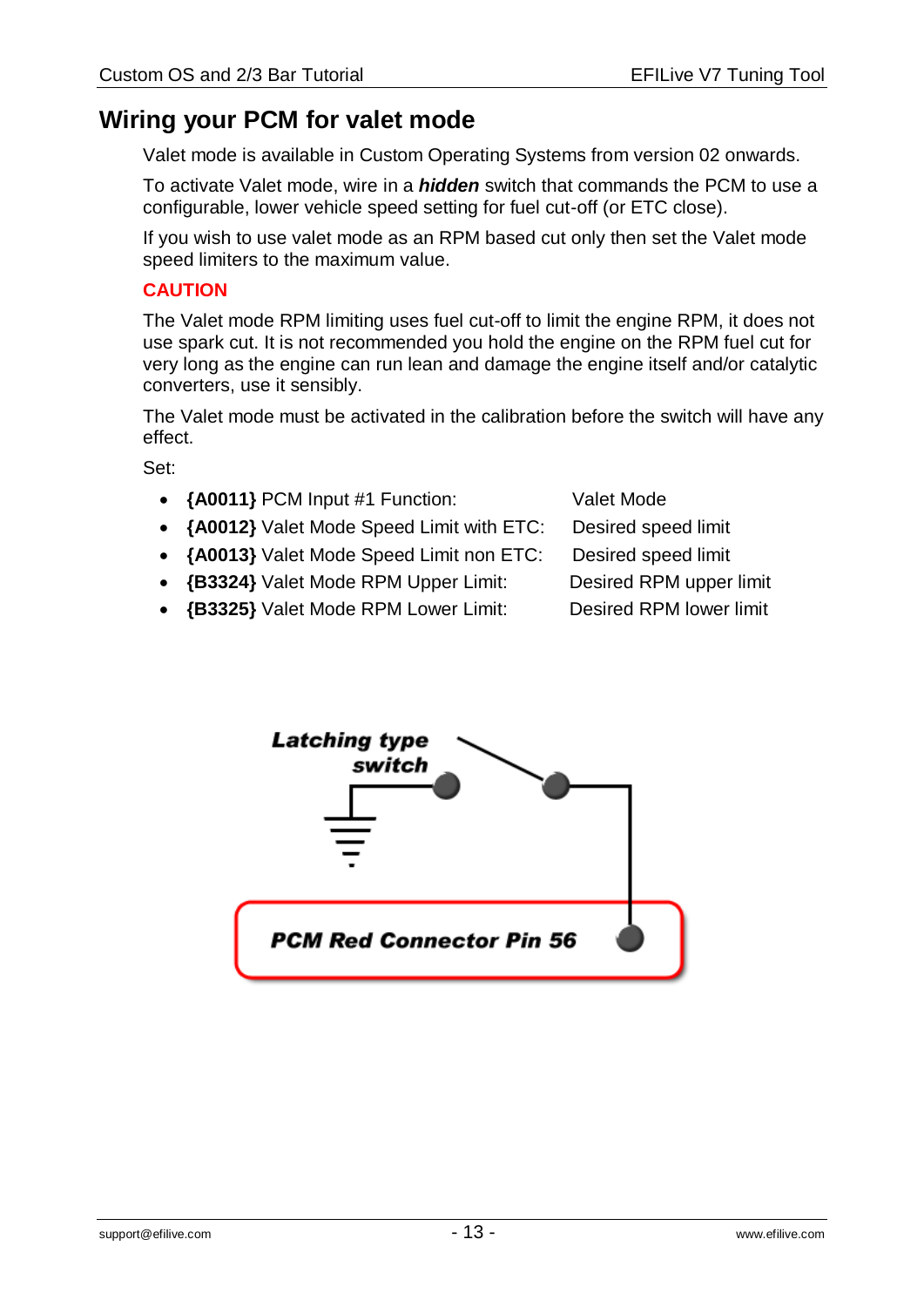## Wiring your PCM for valet mode

Valet mode is available in Custom Operating Systems from version 02 onwards.

To activate Valet mode, wire in a ***hidden*** switch that commands the PCM to use a configurable, lower vehicle speed setting for fuel cut-off (or ETC close).

If you wish to use valet mode as an RPM based cut only then set the Valet mode speed limiters to the maximum value.

**CAUTION**

The Valet mode RPM limiting uses fuel cut-off to limit the engine RPM, it does not use spark cut. It is not recommended you hold the engine on the RPM fuel cut for very long as the engine can run lean and damage the engine itself and/or catalytic converters, use it sensibly.

The Valet mode must be activated in the calibration before the switch will have any effect.

Set:

- **{A0011}** PCM Input #1 Function: Valet Mode
- **{A0012}** Valet Mode Speed Limit with ETC: Desired speed limit
- **{A0013}** Valet Mode Speed Limit non ETC: Desired speed limit
- **{B3324}** Valet Mode RPM Upper Limit: Desired RPM upper limit
- **{B3325}** Valet Mode RPM Lower Limit: Desired RPM lower limit

**Latching type switch**

**PCM Red Connector Pin 56**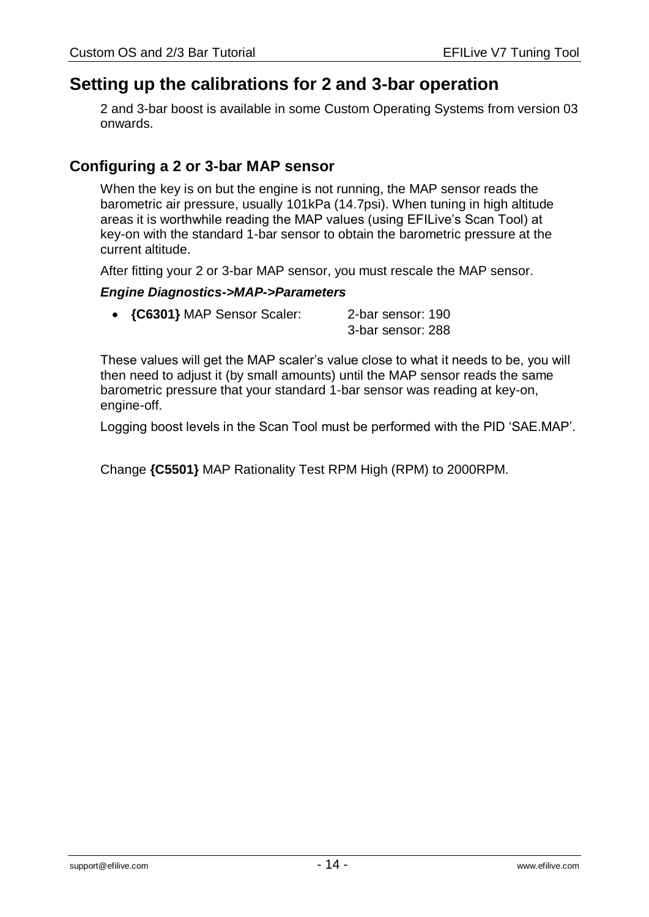# Setting up the calibrations for 2 and 3-bar operation

2 and 3-bar boost is available in some Custom Operating Systems from version 03 onwards.

## Configuring a 2 or 3-bar MAP sensor

When the key is on but the engine is not running, the MAP sensor reads the barometric air pressure, usually 101kPa (14.7psi). When tuning in high altitude areas it is worthwhile reading the MAP values (using EFILive's Scan Tool) at key-on with the standard 1-bar sensor to obtain the barometric pressure at the current altitude.

After fitting your 2 or 3-bar MAP sensor, you must rescale the MAP sensor.

***Engine Diagnostics->MAP->Parameters***

- **{C6301}** MAP Sensor Scaler: 2-bar sensor: 190
  3-bar sensor: 288

These values will get the MAP scaler's value close to what it needs to be, you will then need to adjust it (by small amounts) until the MAP sensor reads the same barometric pressure that your standard 1-bar sensor was reading at key-on, engine-off.

Logging boost levels in the Scan Tool must be performed with the PID 'SAE.MAP'.

Change **{C5501}** MAP Rationality Test RPM High (RPM) to 2000RPM.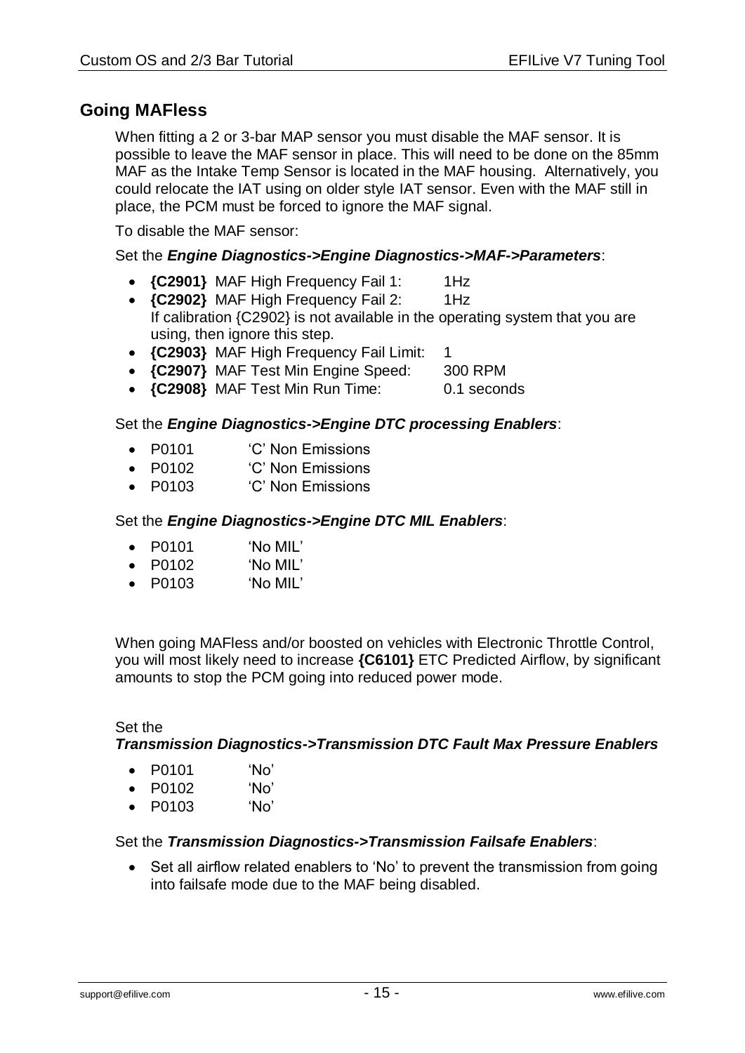## Going MAFless

When fitting a 2 or 3-bar MAP sensor you must disable the MAF sensor. It is possible to leave the MAF sensor in place. This will need to be done on the 85mm MAF as the Intake Temp Sensor is located in the MAF housing. Alternatively, you could relocate the IAT using on older style IAT sensor. Even with the MAF still in place, the PCM must be forced to ignore the MAF signal.

To disable the MAF sensor:

Set the ***Engine Diagnostics->Engine Diagnostics->MAF->Parameters***:

- **{C2901}** MAF High Frequency Fail 1: 1Hz
- **{C2902}** MAF High Frequency Fail 2: 1Hz
  If calibration {C2902} is not available in the operating system that you are using, then ignore this step.
- **{C2903}** MAF High Frequency Fail Limit: 1
- **{C2907}** MAF Test Min Engine Speed: 300 RPM
- **{C2908}** MAF Test Min Run Time: 0.1 seconds

Set the ***Engine Diagnostics->Engine DTC processing Enablers***:

- P0101 'C' Non Emissions
- P0102 'C' Non Emissions
- P0103 'C' Non Emissions

Set the ***Engine Diagnostics->Engine DTC MIL Enablers***:

- P0101 'No MIL'
- P0102 'No MIL'
- P0103 'No MIL'

When going MAFless and/or boosted on vehicles with Electronic Throttle Control, you will most likely need to increase **{C6101}** ETC Predicted Airflow, by significant amounts to stop the PCM going into reduced power mode.

Set the
***Transmission Diagnostics->Transmission DTC Fault Max Pressure Enablers***

- P0101 'No'
- P0102 'No'
- P0103 'No'

Set the ***Transmission Diagnostics->Transmission Failsafe Enablers***:

- Set all airflow related enablers to 'No' to prevent the transmission from going into failsafe mode due to the MAF being disabled.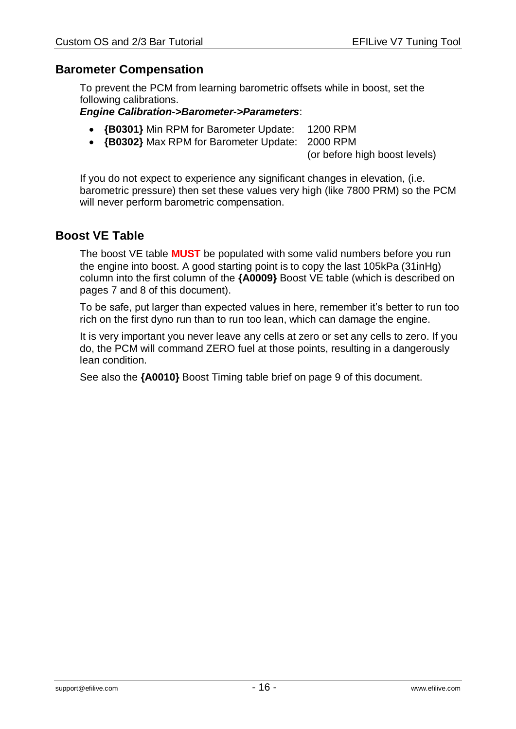## Barometer Compensation

To prevent the PCM from learning barometric offsets while in boost, set the following calibrations.
***Engine Calibration->Barometer->Parameters***:

- **{B0301}** Min RPM for Barometer Update: 1200 RPM
- **{B0302}** Max RPM for Barometer Update: 2000 RPM
  (or before high boost levels)

If you do not expect to experience any significant changes in elevation, (i.e. barometric pressure) then set these values very high (like 7800 PRM) so the PCM will never perform barometric compensation.

## Boost VE Table

The boost VE table **MUST** be populated with some valid numbers before you run the engine into boost. A good starting point is to copy the last 105kPa (31inHg) column into the first column of the **{A0009}** Boost VE table (which is described on pages 7 and 8 of this document).

To be safe, put larger than expected values in here, remember it's better to run too rich on the first dyno run than to run too lean, which can damage the engine.

It is very important you never leave any cells at zero or set any cells to zero. If you do, the PCM will command ZERO fuel at those points, resulting in a dangerously lean condition.

See also the **{A0010}** Boost Timing table brief on page 9 of this document.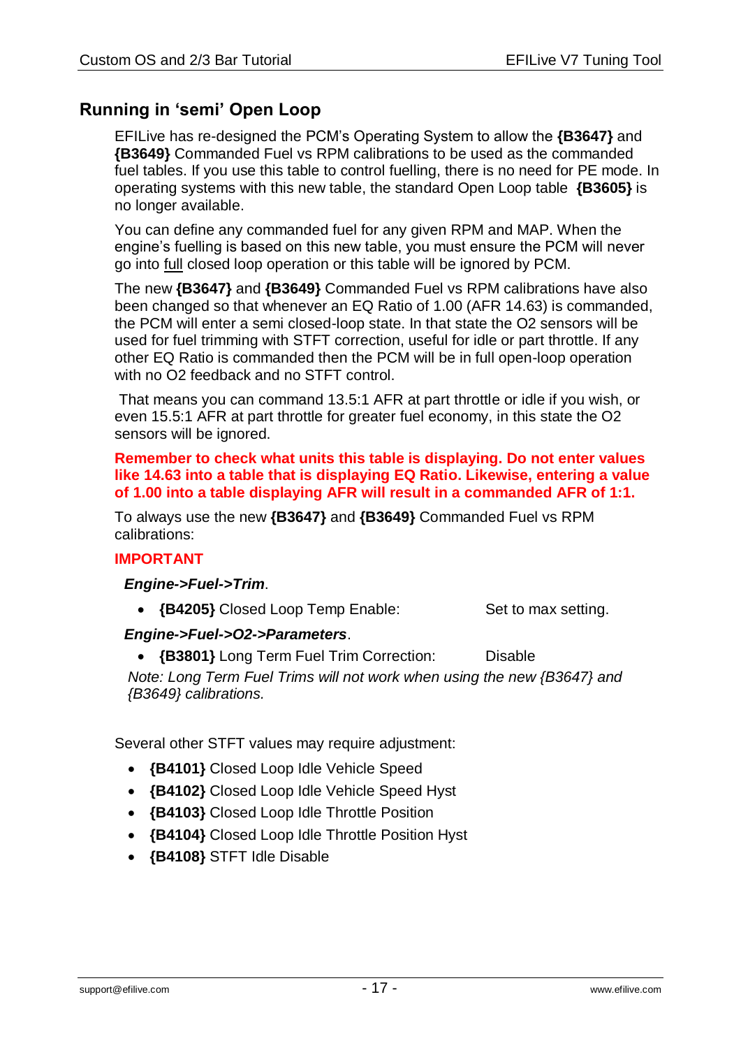## Running in 'semi' Open Loop

EFILive has re-designed the PCM's Operating System to allow the **{B3647}** and **{B3649}** Commanded Fuel vs RPM calibrations to be used as the commanded fuel tables. If you use this table to control fuelling, there is no need for PE mode. In operating systems with this new table, the standard Open Loop table **{B3605}** is no longer available.

You can define any commanded fuel for any given RPM and MAP. When the engine's fuelling is based on this new table, you must ensure the PCM will never go into full closed loop operation or this table will be ignored by PCM.

The new **{B3647}** and **{B3649}** Commanded Fuel vs RPM calibrations have also been changed so that whenever an EQ Ratio of 1.00 (AFR 14.63) is commanded, the PCM will enter a semi closed-loop state. In that state the O2 sensors will be used for fuel trimming with STFT correction, useful for idle or part throttle. If any other EQ Ratio is commanded then the PCM will be in full open-loop operation with no O2 feedback and no STFT control.

That means you can command 13.5:1 AFR at part throttle or idle if you wish, or even 15.5:1 AFR at part throttle for greater fuel economy, in this state the O2 sensors will be ignored.

**Remember to check what units this table is displaying. Do not enter values like 14.63 into a table that is displaying EQ Ratio. Likewise, entering a value of 1.00 into a table displaying AFR will result in a commanded AFR of 1:1.**

To always use the new **{B3647}** and **{B3649}** Commanded Fuel vs RPM calibrations:

**IMPORTANT**

***Engine->Fuel->Trim***.

- **{B4205}** Closed Loop Temp Enable: Set to max setting.

***Engine->Fuel->O2->Parameters***.

- **{B3801}** Long Term Fuel Trim Correction: Disable

*Note: Long Term Fuel Trims will not work when using the new {B3647} and {B3649} calibrations.*

Several other STFT values may require adjustment:

- **{B4101}** Closed Loop Idle Vehicle Speed
- **{B4102}** Closed Loop Idle Vehicle Speed Hyst
- **{B4103}** Closed Loop Idle Throttle Position
- **{B4104}** Closed Loop Idle Throttle Position Hyst
- **{B4108}** STFT Idle Disable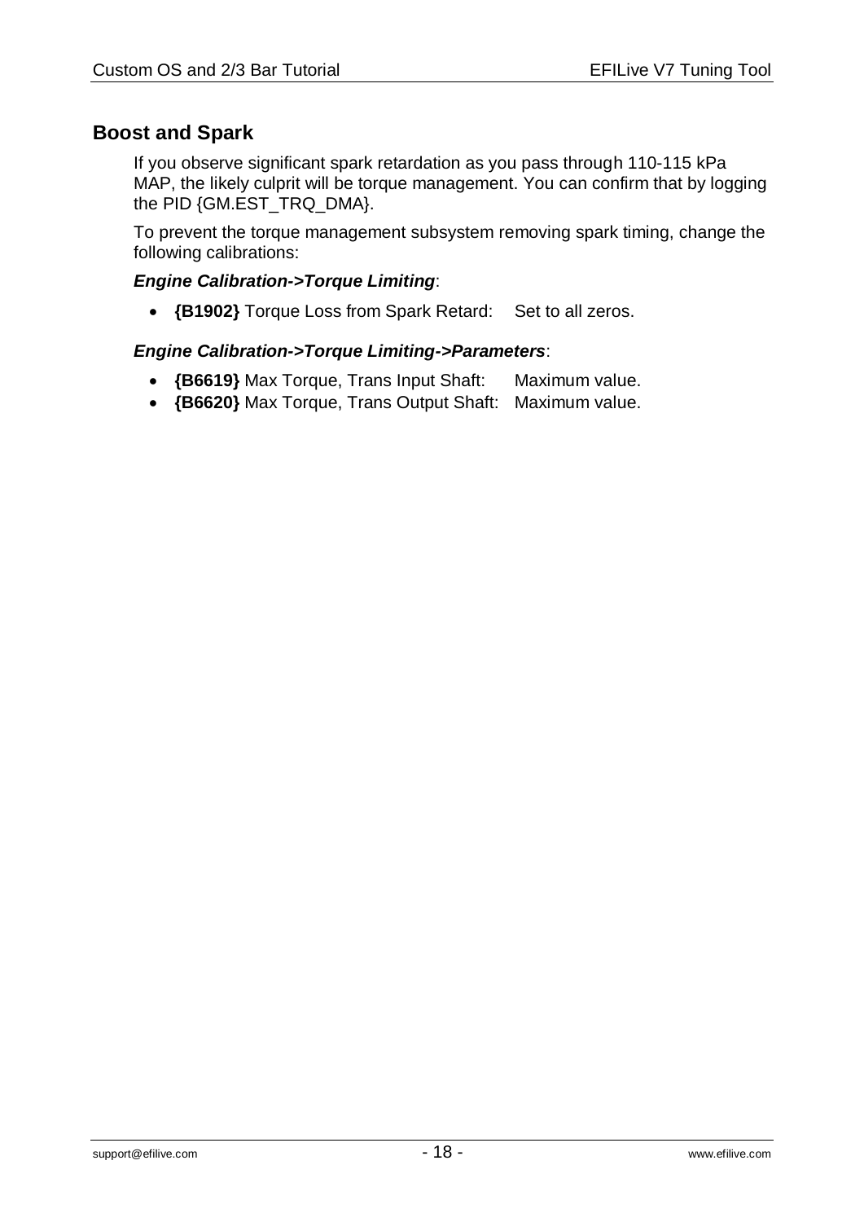## Boost and Spark

If you observe significant spark retardation as you pass through 110-115 kPa MAP, the likely culprit will be torque management. You can confirm that by logging the PID {GM.EST_TRQ_DMA}.

To prevent the torque management subsystem removing spark timing, change the following calibrations:

***Engine Calibration->Torque Limiting***:

- **{B1902}** Torque Loss from Spark Retard: Set to all zeros.

***Engine Calibration->Torque Limiting->Parameters***:

- **{B6619}** Max Torque, Trans Input Shaft: Maximum value.
- **{B6620}** Max Torque, Trans Output Shaft: Maximum value.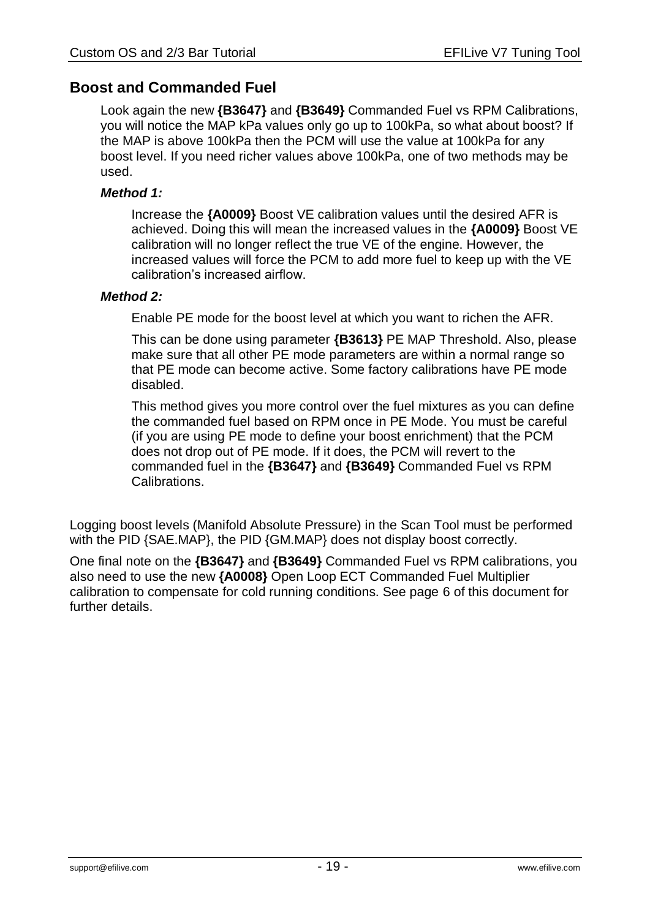## Boost and Commanded Fuel

Look again the new **{B3647}** and **{B3649}** Commanded Fuel vs RPM Calibrations, you will notice the MAP kPa values only go up to 100kPa, so what about boost? If the MAP is above 100kPa then the PCM will use the value at 100kPa for any boost level. If you need richer values above 100kPa, one of two methods may be used.

***Method 1:***

Increase the **{A0009}** Boost VE calibration values until the desired AFR is achieved. Doing this will mean the increased values in the **{A0009}** Boost VE calibration will no longer reflect the true VE of the engine. However, the increased values will force the PCM to add more fuel to keep up with the VE calibration's increased airflow.

***Method 2:***

Enable PE mode for the boost level at which you want to richen the AFR.

This can be done using parameter **{B3613}** PE MAP Threshold. Also, please make sure that all other PE mode parameters are within a normal range so that PE mode can become active. Some factory calibrations have PE mode disabled.

This method gives you more control over the fuel mixtures as you can define the commanded fuel based on RPM once in PE Mode. You must be careful (if you are using PE mode to define your boost enrichment) that the PCM does not drop out of PE mode. If it does, the PCM will revert to the commanded fuel in the **{B3647}** and **{B3649}** Commanded Fuel vs RPM Calibrations.

Logging boost levels (Manifold Absolute Pressure) in the Scan Tool must be performed with the PID {SAE.MAP}, the PID {GM.MAP} does not display boost correctly.

One final note on the **{B3647}** and **{B3649}** Commanded Fuel vs RPM calibrations, you also need to use the new **{A0008}** Open Loop ECT Commanded Fuel Multiplier calibration to compensate for cold running conditions. See page 6 of this document for further details.